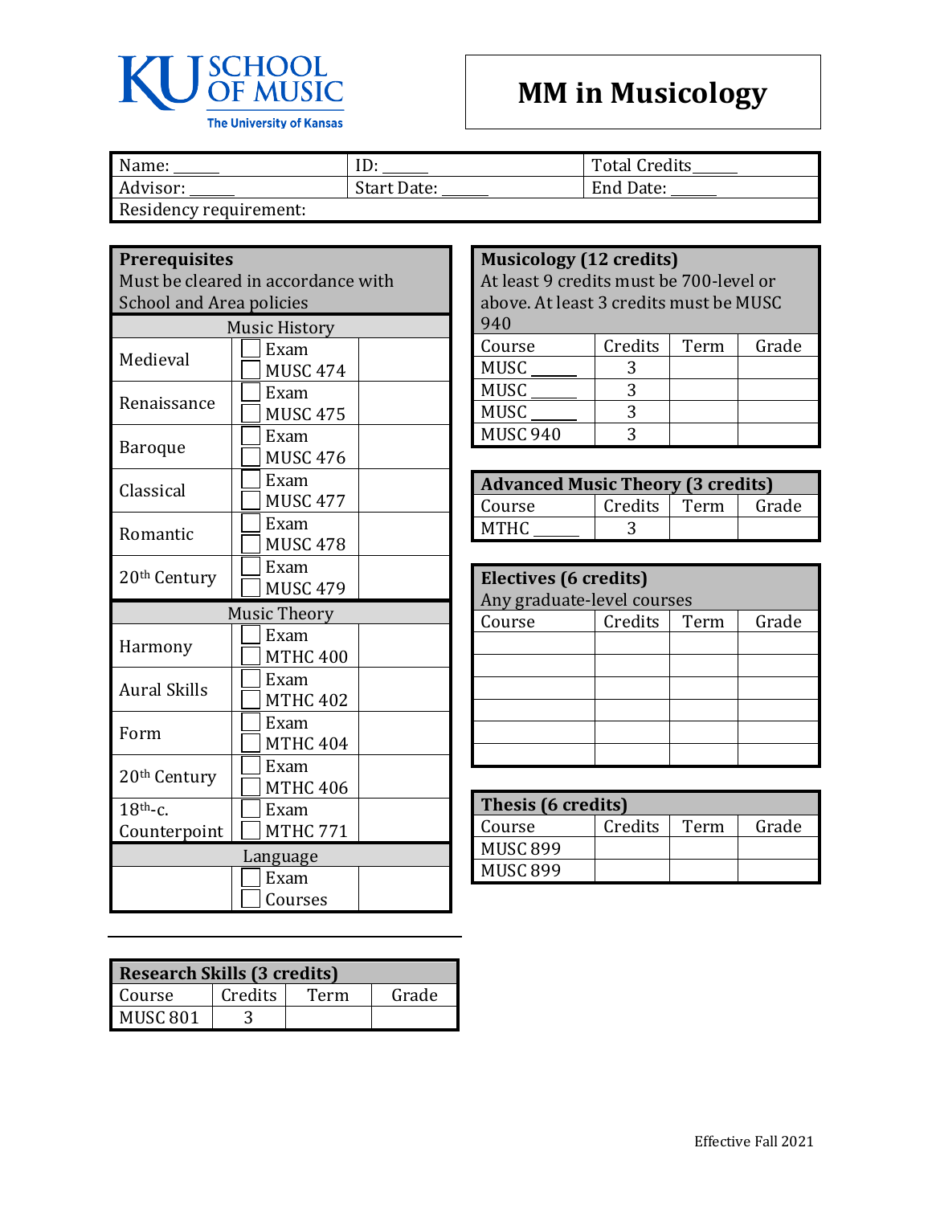KU SCHOOL OF MUSIC
The University of Kansas

# MM in Musicology

| Name: ______ | ID: ______ | Total Credits ______ |
|---|---|---|
| Advisor: ______ | Start Date: ______ | End Date: ______ |
| Residency requirement: | | |

## Prerequisites

Must be cleared in accordance with School and Area policies

| | | |
|---|---|---|
| **Music History** | | |
| Medieval | ☐ Exam ☐ MUSC 474 | |
| Renaissance | ☐ Exam ☐ MUSC 475 | |
| Baroque | ☐ Exam ☐ MUSC 476 | |
| Classical | ☐ Exam ☐ MUSC 477 | |
| Romantic | ☐ Exam ☐ MUSC 478 | |
| 20th Century | ☐ Exam ☐ MUSC 479 | |
| **Music Theory** | | |
| Harmony | ☐ Exam ☐ MTHC 400 | |
| Aural Skills | ☐ Exam ☐ MTHC 402 | |
| Form | ☐ Exam ☐ MTHC 404 | |
| 20th Century | ☐ Exam ☐ MTHC 406 | |
| 18th-c. Counterpoint | ☐ Exam ☐ MTHC 771 | |
| **Language** | | |
| | ☐ Exam ☐ Courses | |

## Research Skills (3 credits)

| Course | Credits | Term | Grade |
|---|---|---|---|
| MUSC 801 | 3 | | |

## Musicology (12 credits)

At least 9 credits must be 700-level or above. At least 3 credits must be MUSC 940

| Course | Credits | Term | Grade |
|---|---|---|---|
| MUSC ______ | 3 | | |
| MUSC ______ | 3 | | |
| MUSC ______ | 3 | | |
| MUSC 940 | 3 | | |

## Advanced Music Theory (3 credits)

| Course | Credits | Term | Grade |
|---|---|---|---|
| MTHC ______ | 3 | | |

## Electives (6 credits)

Any graduate-level courses

| Course | Credits | Term | Grade |
|---|---|---|---|
| | | | |
| | | | |
| | | | |
| | | | |
| | | | |
| | | | |

## Thesis (6 credits)

| Course | Credits | Term | Grade |
|---|---|---|---|
| MUSC 899 | | | |
| MUSC 899 | | | |

Effective Fall 2021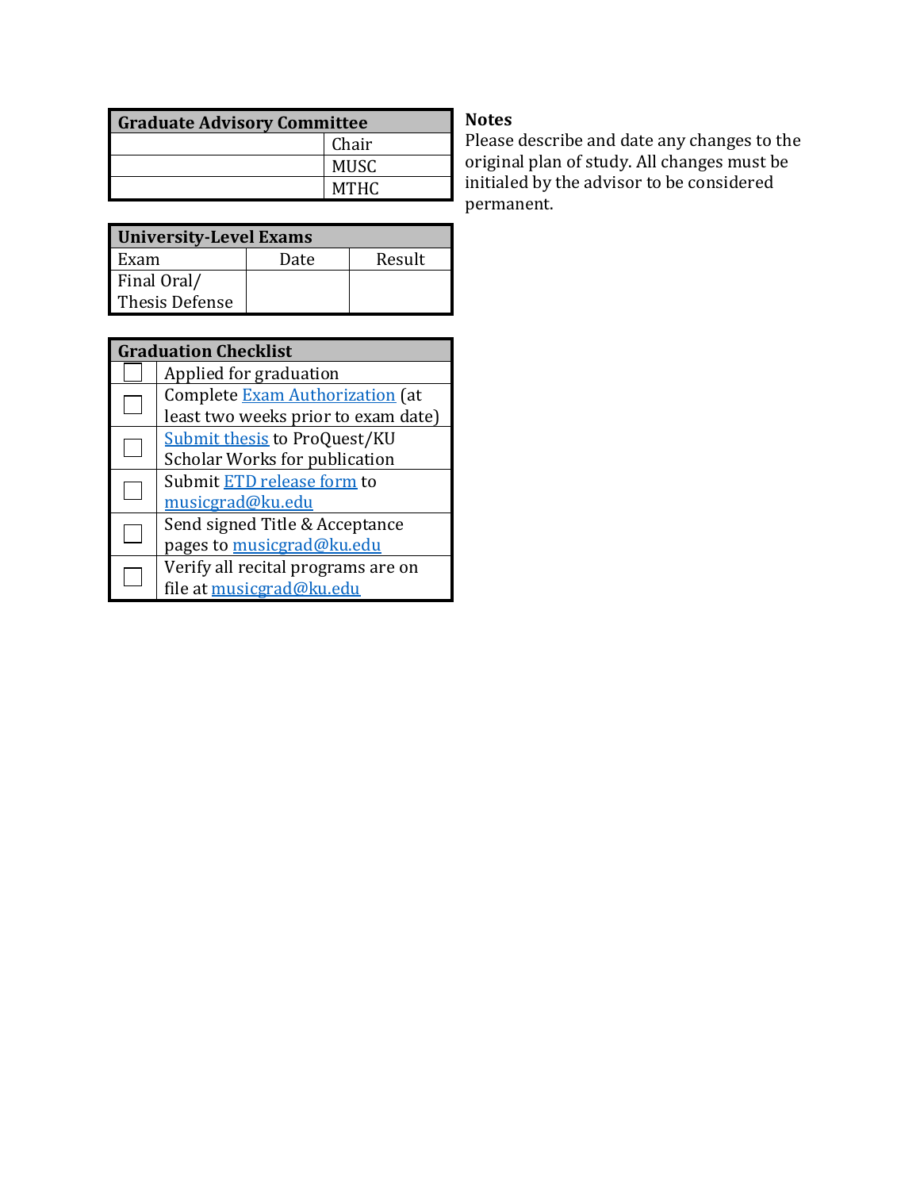| Graduate Advisory Committee | |
|---|---|
| | Chair |
| | MUSC |
| | MTHC |

| University-Level Exams | | |
|---|---|---|
| Exam | Date | Result |
| Final Oral/ Thesis Defense | | |

| Graduation Checklist | |
|---|---|
| ☐ | Applied for graduation |
| ☐ | Complete Exam Authorization (at least two weeks prior to exam date) |
| ☐ | Submit thesis to ProQuest/KU Scholar Works for publication |
| ☐ | Submit ETD release form to musicgrad@ku.edu |
| ☐ | Send signed Title & Acceptance pages to musicgrad@ku.edu |
| ☐ | Verify all recital programs are on file at musicgrad@ku.edu |

**Notes**

Please describe and date any changes to the original plan of study. All changes must be initialed by the advisor to be considered permanent.